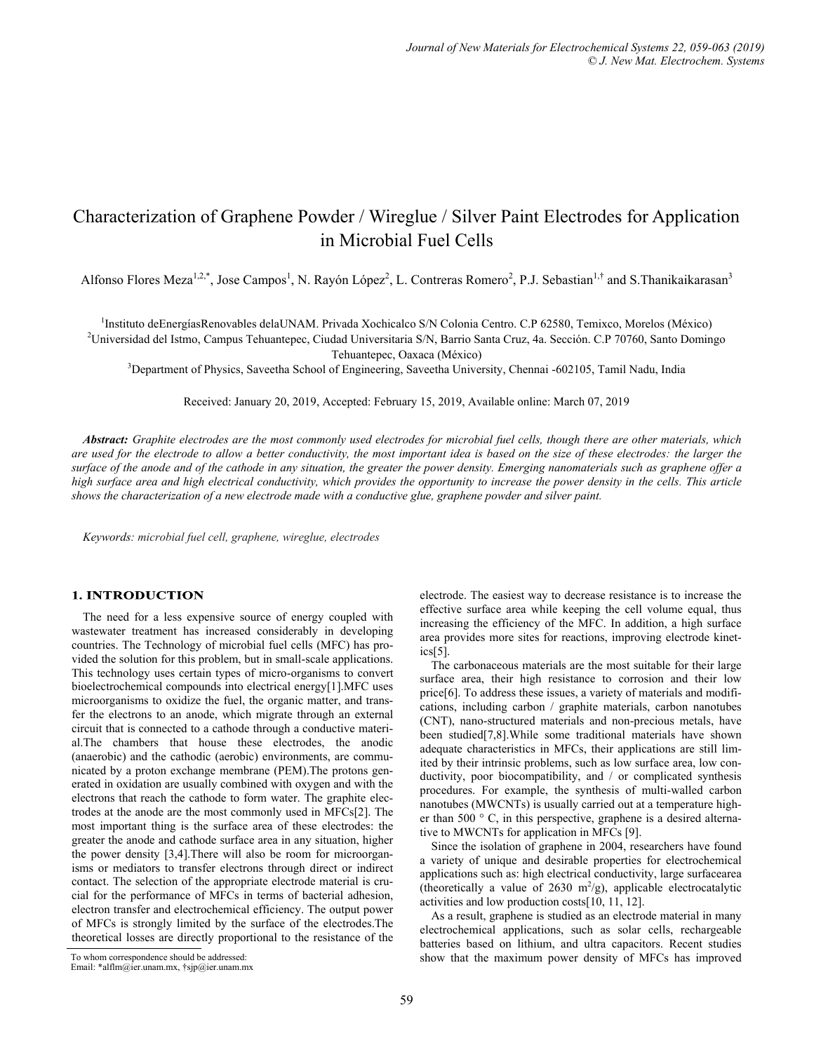# Characterization of Graphene Powder / Wireglue / Silver Paint Electrodes for Application in Microbial Fuel Cells

Alfonso Flores Meza[1,2,*], Jose Campos[1], N. Rayón López[2], L. Contreras Romero[2], P.J. Sebastian[1,†] and S.Thanikaikarasan[3]

[1]Instituto deEnergíasRenovables delaUNAM. Privada Xochicalco S/N Colonia Centro. C.P 62580, Temixco, Morelos (México)
[2]Universidad del Istmo, Campus Tehuantepec, Ciudad Universitaria S/N, Barrio Santa Cruz, 4a. Sección. C.P 70760, Santo Domingo Tehuantepec, Oaxaca (México)
[3]Department of Physics, Saveetha School of Engineering, Saveetha University, Chennai -602105, Tamil Nadu, India

Received: January 20, 2019, Accepted: February 15, 2019, Available online: March 07, 2019

***Abstract:*** *Graphite electrodes are the most commonly used electrodes for microbial fuel cells, though there are other materials, which are used for the electrode to allow a better conductivity, the most important idea is based on the size of these electrodes: the larger the surface of the anode and of the cathode in any situation, the greater the power density. Emerging nanomaterials such as graphene offer a high surface area and high electrical conductivity, which provides the opportunity to increase the power density in the cells. This article shows the characterization of a new electrode made with a conductive glue, graphene powder and silver paint.*

*Keywords: microbial fuel cell, graphene, wireglue, electrodes*

## 1. INTRODUCTION

The need for a less expensive source of energy coupled with wastewater treatment has increased considerably in developing countries. The Technology of microbial fuel cells (MFC) has provided the solution for this problem, but in small-scale applications. This technology uses certain types of micro-organisms to convert bioelectrochemical compounds into electrical energy[1].MFC uses microorganisms to oxidize the fuel, the organic matter, and transfer the electrons to an anode, which migrate through an external circuit that is connected to a cathode through a conductive material.The chambers that house these electrodes, the anodic (anaerobic) and the cathodic (aerobic) environments, are communicated by a proton exchange membrane (PEM).The protons generated in oxidation are usually combined with oxygen and with the electrons that reach the cathode to form water. The graphite electrodes at the anode are the most commonly used in MFCs[2]. The most important thing is the surface area of these electrodes: the greater the anode and cathode surface area in any situation, higher the power density [3,4].There will also be room for microorganisms or mediators to transfer electrons through direct or indirect contact. The selection of the appropriate electrode material is crucial for the performance of MFCs in terms of bacterial adhesion, electron transfer and electrochemical efficiency. The output power of MFCs is strongly limited by the surface of the electrodes.The theoretical losses are directly proportional to the resistance of the electrode. The easiest way to decrease resistance is to increase the effective surface area while keeping the cell volume equal, thus increasing the efficiency of the MFC. In addition, a high surface area provides more sites for reactions, improving electrode kinetics[5].

The carbonaceous materials are the most suitable for their large surface area, their high resistance to corrosion and their low price[6]. To address these issues, a variety of materials and modifications, including carbon / graphite materials, carbon nanotubes (CNT), nano-structured materials and non-precious metals, have been studied[7,8].While some traditional materials have shown adequate characteristics in MFCs, their applications are still limited by their intrinsic problems, such as low surface area, low conductivity, poor biocompatibility, and / or complicated synthesis procedures. For example, the synthesis of multi-walled carbon nanotubes (MWCNTs) is usually carried out at a temperature higher than 500 ° C, in this perspective, graphene is a desired alternative to MWCNTs for application in MFCs [9].

Since the isolation of graphene in 2004, researchers have found a variety of unique and desirable properties for electrochemical applications such as: high electrical conductivity, large surfacearea (theoretically a value of 2630 $m^2/g$), applicable electrocatalytic activities and low production costs[10, 11, 12].

As a result, graphene is studied as an electrode material in many electrochemical applications, such as solar cells, rechargeable batteries based on lithium, and ultra capacitors. Recent studies show that the maximum power density of MFCs has improved

To whom correspondence should be addressed:
Email: *alflm@ier.unam.mx, †sjp@ier.unam.mx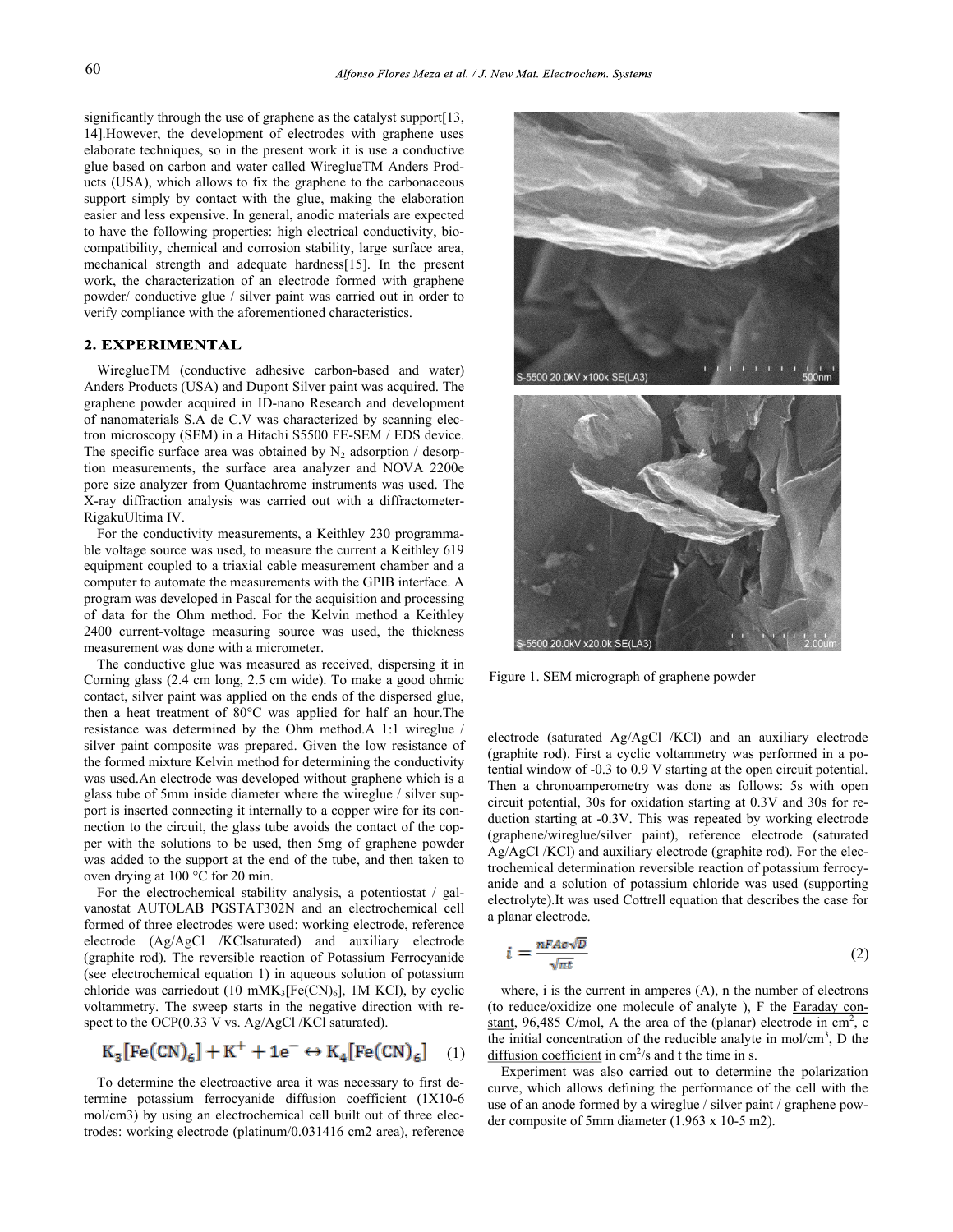significantly through the use of graphene as the catalyst support[13, 14].However, the development of electrodes with graphene uses elaborate techniques, so in the present work it is use a conductive glue based on carbon and water called WiregluеTM Anders Products (USA), which allows to fix the graphene to the carbonaceous support simply by contact with the glue, making the elaboration easier and less expensive. In general, anodic materials are expected to have the following properties: high electrical conductivity, biocompatibility, chemical and corrosion stability, large surface area, mechanical strength and adequate hardness[15]. In the present work, the characterization of an electrode formed with graphene powder/ conductive glue / silver paint was carried out in order to verify compliance with the aforementioned characteristics.

## 2. EXPERIMENTAL

WiregluеTM (conductive adhesive carbon-based and water) Anders Products (USA) and Dupont Silver paint was acquired. The graphene powder acquired in ID-nano Research and development of nanomaterials S.A de C.V was characterized by scanning electron microscopy (SEM) in a Hitachi S5500 FE-SEM / EDS device. The specific surface area was obtained by $N_2$ adsorption / desorption measurements, the surface area analyzer and NOVA 2200e pore size analyzer from Quantachrome instruments was used. The X-ray diffraction analysis was carried out with a diffractometer-RigakuUltima IV.

For the conductivity measurements, a Keithley 230 programmable voltage source was used, to measure the current a Keithley 619 equipment coupled to a triaxial cable measurement chamber and a computer to automate the measurements with the GPIB interface. A program was developed in Pascal for the acquisition and processing of data for the Ohm method. For the Kelvin method a Keithley 2400 current-voltage measuring source was used, the thickness measurement was done with a micrometer.

The conductive glue was measured as received, dispersing it in Corning glass (2.4 cm long, 2.5 cm wide). To make a good ohmic contact, silver paint was applied on the ends of the dispersed glue, then a heat treatment of 80°C was applied for half an hour.The resistance was determined by the Ohm method.A 1:1 wireglue / silver paint composite was prepared. Given the low resistance of the formed mixture Kelvin method for determining the conductivity was used.An electrode was developed without graphene which is a glass tube of 5mm inside diameter where the wireglue / silver support is inserted connecting it internally to a copper wire for its connection to the circuit, the glass tube avoids the contact of the copper with the solutions to be used, then 5mg of graphene powder was added to the support at the end of the tube, and then taken to oven drying at 100 °C for 20 min.

For the electrochemical stability analysis, a potentiostat / galvanostat AUTOLAB PGSTAT302N and an electrochemical cell formed of three electrodes were used: working electrode, reference electrode (Ag/AgCl /KClsaturated) and auxiliary electrode (graphite rod). The reversible reaction of Potassium Ferrocyanide (see electrochemical equation 1) in aqueous solution of potassium chloride was carriedout (10 mM$K_3[Fe(CN)_6]$, 1M KCl), by cyclic voltammetry. The sweep starts in the negative direction with respect to the OCP(0.33 V vs. Ag/AgCl /KCl saturated).

$$K_3[Fe(CN)_6] + K^+ + 1e^- \leftrightarrow K_4[Fe(CN)_6] \quad (1)$$

To determine the electroactive area it was necessary to first determine potassium ferrocyanide diffusion coefficient (1X10-6 mol/cm3) by using an electrochemical cell built out of three electrodes: working electrode (platinum/0.031416 cm2 area), reference electrode (saturated Ag/AgCl /KCl) and an auxiliary electrode (graphite rod). First a cyclic voltammetry was performed in a potential window of -0.3 to 0.9 V starting at the open circuit potential. Then a chronoamperometry was done as follows: 5s with open circuit potential, 30s for oxidation starting at 0.3V and 30s for reduction starting at -0.3V. This was repeated by working electrode (graphene/wireglue/silver paint), reference electrode (saturated Ag/AgCl /KCl) and auxiliary electrode (graphite rod). For the electrochemical determination reversible reaction of potassium ferrocyanide and a solution of potassium chloride was used (supporting electrolyte).It was used Cottrell equation that describes the case for a planar electrode.

Figure 1. SEM micrograph of graphene powder

$$i = \frac{nFAc\sqrt{D}}{\sqrt{\pi t}} \quad (2)$$

where, i is the current in amperes (A), n the number of electrons (to reduce/oxidize one molecule of analyte ), F the Faraday constant, 96,485 C/mol, A the area of the (planar) electrode in $cm^2$, c the initial concentration of the reducible analyte in mol/$cm^3$, D the diffusion coefficient in $cm^2$/s and t the time in s.

Experiment was also carried out to determine the polarization curve, which allows defining the performance of the cell with the use of an anode formed by a wireglue / silver paint / graphene powder composite of 5mm diameter (1.963 x 10-5 m2).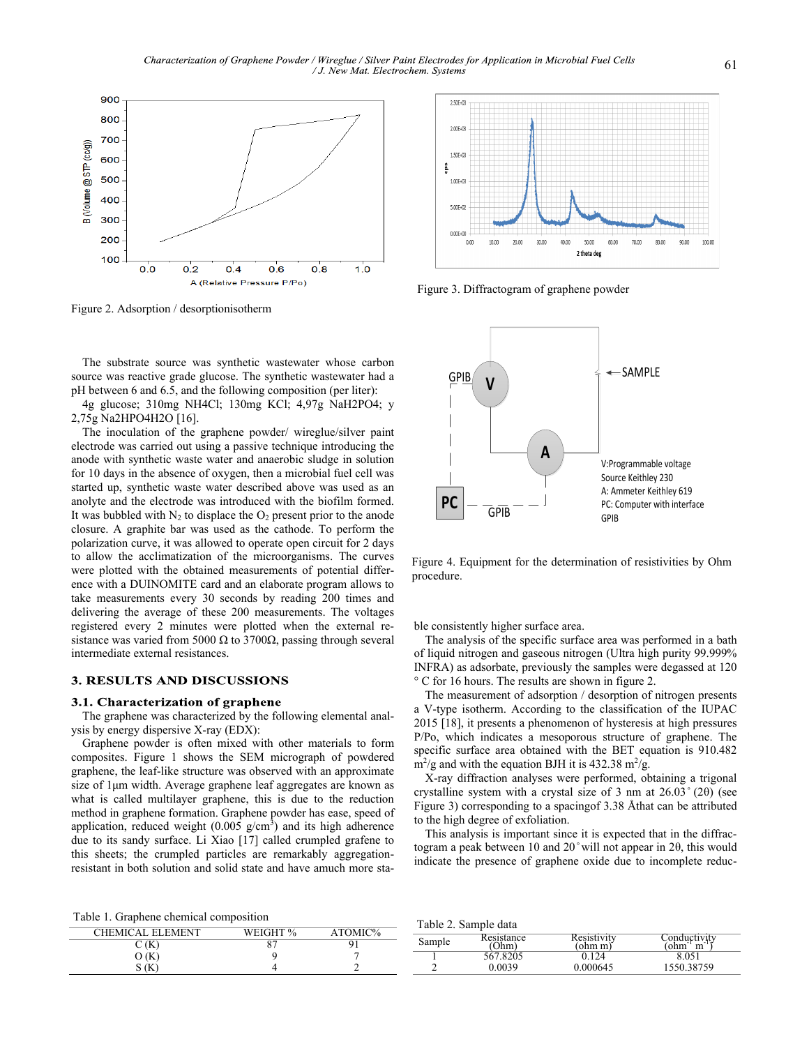Figure 2. Adsorption / desorptionisotherm

Figure 3. Diffractogram of graphene powder

Figure 4. Equipment for the determination of resistivities by Ohm procedure.

The substrate source was synthetic wastewater whose carbon source was reactive grade glucose. The synthetic wastewater had a pH between 6 and 6.5, and the following composition (per liter):

4g glucose; 310mg NH4Cl; 130mg KCl; 4,97g NaH2PO4; y 2,75g Na2HPO4H2O [16].

The inoculation of the graphene powder/ wireglue/silver paint electrode was carried out using a passive technique introducing the anode with synthetic waste water and anaerobic sludge in solution for 10 days in the absence of oxygen, then a microbial fuel cell was started up, synthetic waste water described above was used as an anolyte and the electrode was introduced with the biofilm formed. It was bubbled with $N_2$ to displace the $O_2$ present prior to the anode closure. A graphite bar was used as the cathode. To perform the polarization curve, it was allowed to operate open circuit for 2 days to allow the acclimatization of the microorganisms. The curves were plotted with the obtained measurements of potential difference with a DUINOMITE card and an elaborate program allows to take measurements every 30 seconds by reading 200 times and delivering the average of these 200 measurements. The voltages registered every 2 minutes were plotted when the external resistance was varied from 5000 Ω to 3700Ω, passing through several intermediate external resistances.

## 3. RESULTS AND DISCUSSIONS

### 3.1. Characterization of graphene

The graphene was characterized by the following elemental analysis by energy dispersive X-ray (EDX):

Graphene powder is often mixed with other materials to form composites. Figure 1 shows the SEM micrograph of powdered graphene, the leaf-like structure was observed with an approximate size of 1μm width. Average graphene leaf aggregates are known as what is called multilayer graphene, this is due to the reduction method in graphene formation. Graphene powder has ease, speed of application, reduced weight (0.005 g/cm$^3$) and its high adherence due to its sandy surface. Li Xiao [17] called crumpled grafene to this sheets; the crumpled particles are remarkably aggregation-resistant in both solution and solid state and have amuch more stable consistently higher surface area.

The analysis of the specific surface area was performed in a bath of liquid nitrogen and gaseous nitrogen (Ultra high purity 99.999% INFRA) as adsorbate, previously the samples were degassed at 120 ° C for 16 hours. The results are shown in figure 2.

The measurement of adsorption / desorption of nitrogen presents a V-type isotherm. According to the classification of the IUPAC 2015 [18], it presents a phenomenon of hysteresis at high pressures P/Po, which indicates a mesoporous structure of graphene. The specific surface area obtained with the BET equation is 910.482 m$^2$/g and with the equation BJH it is 432.38 m$^2$/g.

X-ray diffraction analyses were performed, obtaining a trigonal crystalline system with a crystal size of 3 nm at 26.03° (2θ) (see Figure 3) corresponding to a spacingof 3.38 Åthat can be attributed to the high degree of exfoliation.

This analysis is important since it is expected that in the diffractogram a peak between 10 and 20° will not appear in 2θ, this would indicate the presence of graphene oxide due to incomplete reduc-

Table 1. Graphene chemical composition

| CHEMICAL ELEMENT | WEIGHT % | ATOMIC% |
|---|---|---|
| C (K) | 87 | 91 |
| O (K) | 9 | 7 |
| S (K) | 4 | 2 |

Table 2. Sample data

| Sample | Resistance (Ohm) | Resistivity (ohm m) | Conductivity (ohm$^{-1}$ m$^{-1}$) |
|---|---|---|---|
| 1 | 567.8205 | 0.124 | 8.051 |
| 2 | 0.0039 | 0.000645 | 1550.38759 |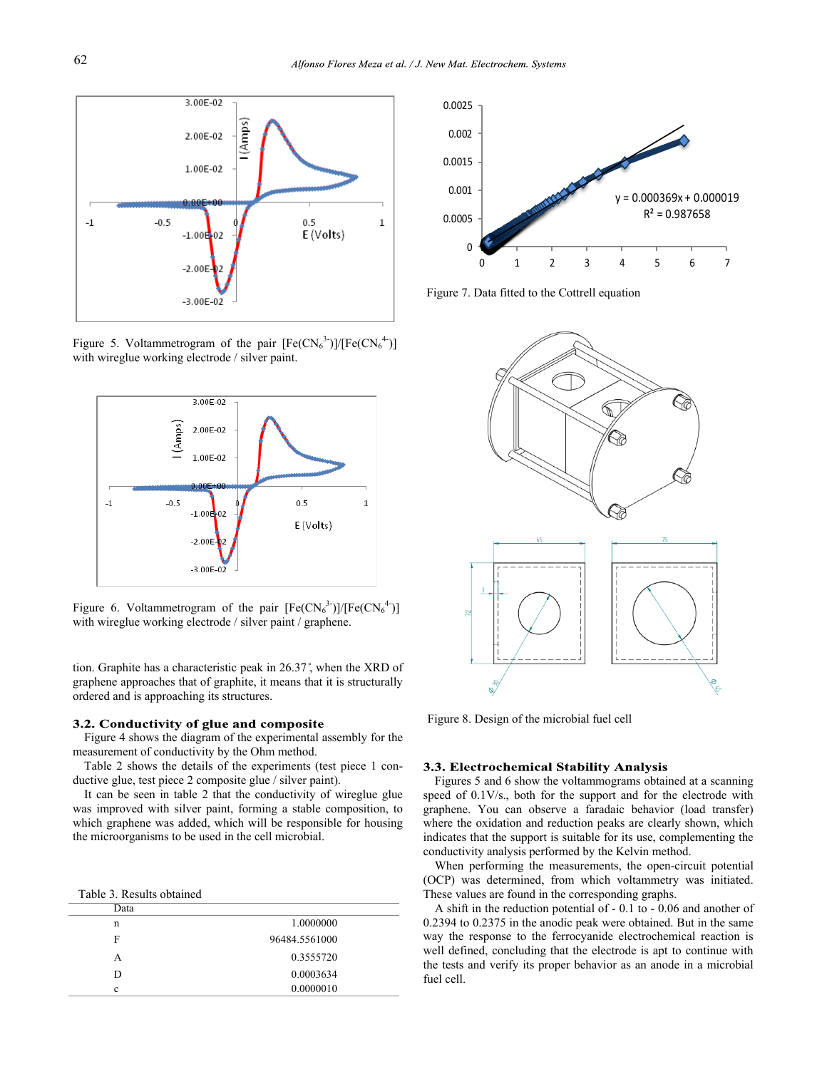Figure 5. Voltammetrogram of the pair $[Fe(CN_6^{3-})]/[Fe(CN_6^{4-})]$ with wireglue working electrode / silver paint.

Figure 6. Voltammetrogram of the pair $[Fe(CN_6^{3-})]/[Fe(CN_6^{4-})]$ with wireglue working electrode / silver paint / graphene.

tion. Graphite has a characteristic peak in 26.37°, when the XRD of graphene approaches that of graphite, it means that it is structurally ordered and is approaching its structures.

### 3.2. Conductivity of glue and composite

Figure 4 shows the diagram of the experimental assembly for the measurement of conductivity by the Ohm method.

Table 2 shows the details of the experiments (test piece 1 conductive glue, test piece 2 composite glue / silver paint).

It can be seen in table 2 that the conductivity of wireglue glue was improved with silver paint, forming a stable composition, to which graphene was added, which will be responsible for housing the microorganisms to be used in the cell microbial.

Table 3. Results obtained

| Data | |
|---|---|
| n | 1.0000000 |
| F | 96484.5561000 |
| A | 0.3555720 |
| D | 0.0003634 |
| c | 0.0000010 |

Figure 7. Data fitted to the Cottrell equation

Figure 8. Design of the microbial fuel cell

### 3.3. Electrochemical Stability Analysis

Figures 5 and 6 show the voltammograms obtained at a scanning speed of 0.1V/s., both for the support and for the electrode with graphene. You can observe a faradaic behavior (load transfer) where the oxidation and reduction peaks are clearly shown, which indicates that the support is suitable for its use, complementing the conductivity analysis performed by the Kelvin method.

When performing the measurements, the open-circuit potential (OCP) was determined, from which voltammetry was initiated. These values are found in the corresponding graphs.

A shift in the reduction potential of - 0.1 to - 0.06 and another of 0.2394 to 0.2375 in the anodic peak were obtained. But in the same way the response to the ferrocyanide electrochemical reaction is well defined, concluding that the electrode is apt to continue with the tests and verify its proper behavior as an anode in a microbial fuel cell.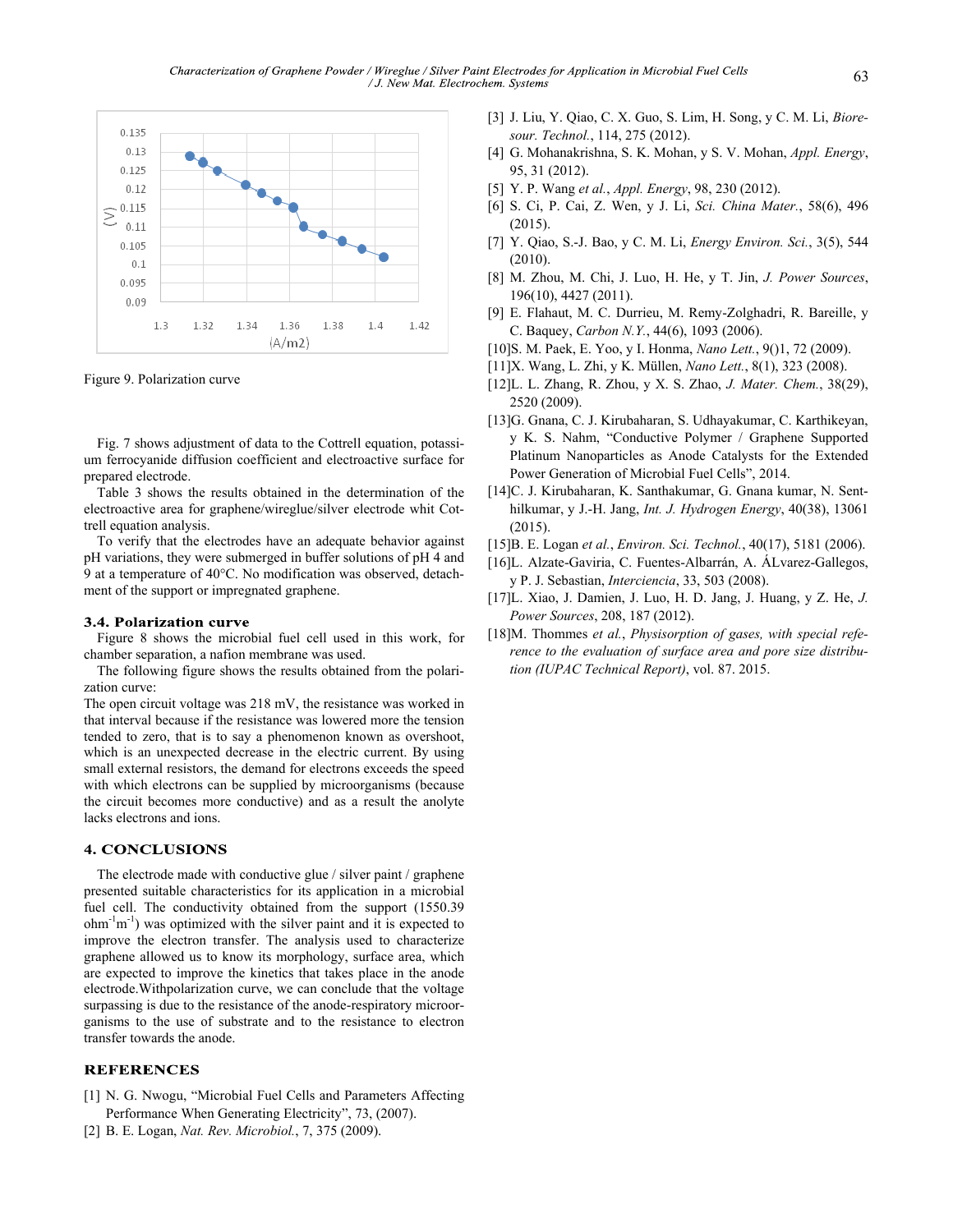0.135
0.13
0.125
0.12
0.115
0.11
0.105
0.1
0.095
0.09

(V)

1.3 1.32 1.34 1.36 1.38 1.4 1.42

(A/m2)

Figure 9. Polarization curve

Fig. 7 shows adjustment of data to the Cottrell equation, potassium ferrocyanide diffusion coefficient and electroactive surface for prepared electrode.

Table 3 shows the results obtained in the determination of the electroactive area for graphene/wireglue/silver electrode whit Cottrell equation analysis.

To verify that the electrodes have an adequate behavior against pH variations, they were submerged in buffer solutions of pH 4 and 9 at a temperature of 40°C. No modification was observed, detachment of the support or impregnated graphene.

### 3.4. Polarization curve

Figure 8 shows the microbial fuel cell used in this work, for chamber separation, a nafion membrane was used.

The following figure shows the results obtained from the polarization curve:

The open circuit voltage was 218 mV, the resistance was worked in that interval because if the resistance was lowered more the tension tended to zero, that is to say a phenomenon known as overshoot, which is an unexpected decrease in the electric current. By using small external resistors, the demand for electrons exceeds the speed with which electrons can be supplied by microorganisms (because the circuit becomes more conductive) and as a result the anolyte lacks electrons and ions.

## 4. CONCLUSIONS

The electrode made with conductive glue / silver paint / graphene presented suitable characteristics for its application in a microbial fuel cell. The conductivity obtained from the support (1550.39 $ohm^{-1}m^{-1}$) was optimized with the silver paint and it is expected to improve the electron transfer. The analysis used to characterize graphene allowed us to know its morphology, surface area, which are expected to improve the kinetics that takes place in the anode electrode.Withpolarization curve, we can conclude that the voltage surpassing is due to the resistance of the anode-respiratory microorganisms to the use of substrate and to the resistance to electron transfer towards the anode.

## REFERENCES

[1] N. G. Nwogu, "Microbial Fuel Cells and Parameters Affecting Performance When Generating Electricity", 73, (2007).

[2] B. E. Logan, *Nat. Rev. Microbiol.*, 7, 375 (2009).

[3] J. Liu, Y. Qiao, C. X. Guo, S. Lim, H. Song, y C. M. Li, *Bioresour. Technol.*, 114, 275 (2012).

[4] G. Mohanakrishna, S. K. Mohan, y S. V. Mohan, *Appl. Energy*, 95, 31 (2012).

[5] Y. P. Wang *et al.*, *Appl. Energy*, 98, 230 (2012).

[6] S. Ci, P. Cai, Z. Wen, y J. Li, *Sci. China Mater.*, 58(6), 496 (2015).

[7] Y. Qiao, S.-J. Bao, y C. M. Li, *Energy Environ. Sci.*, 3(5), 544 (2010).

[8] M. Zhou, M. Chi, J. Luo, H. He, y T. Jin, *J. Power Sources*, 196(10), 4427 (2011).

[9] E. Flahaut, M. C. Durrieu, M. Remy-Zolghadri, R. Bareille, y C. Baquey, *Carbon N.Y.*, 44(6), 1093 (2006).

[10]S. M. Paek, E. Yoo, y I. Honma, *Nano Lett.*, 9()1, 72 (2009).

[11]X. Wang, L. Zhi, y K. Müllen, *Nano Lett.*, 8(1), 323 (2008).

[12]L. L. Zhang, R. Zhou, y X. S. Zhao, *J. Mater. Chem.*, 38(29), 2520 (2009).

[13]G. Gnana, C. J. Kirubaharan, S. Udhayakumar, C. Karthikeyan, y K. S. Nahm, "Conductive Polymer / Graphene Supported Platinum Nanoparticles as Anode Catalysts for the Extended Power Generation of Microbial Fuel Cells", 2014.

[14]C. J. Kirubaharan, K. Santhakumar, G. Gnana kumar, N. Senthilkumar, y J.-H. Jang, *Int. J. Hydrogen Energy*, 40(38), 13061 (2015).

[15]B. E. Logan *et al.*, *Environ. Sci. Technol.*, 40(17), 5181 (2006).

[16]L. Alzate-Gaviria, C. Fuentes-Albarrán, A. ÁLvarez-Gallegos, y P. J. Sebastian, *Interciencia*, 33, 503 (2008).

[17]L. Xiao, J. Damien, J. Luo, H. D. Jang, J. Huang, y Z. He, *J. Power Sources*, 208, 187 (2012).

[18]M. Thommes *et al.*, *Physisorption of gases, with special reference to the evaluation of surface area and pore size distribution (IUPAC Technical Report)*, vol. 87. 2015.